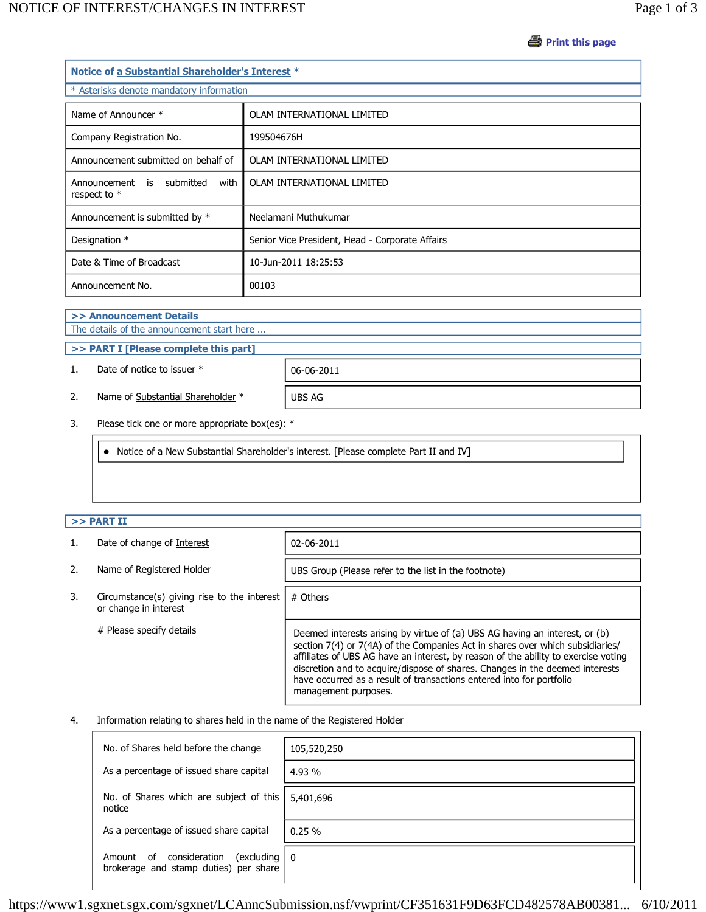Print this page

## Notice of a Substantial Shareholder's Interest *

* Asterisks denote mandatory information

| | |
|---|---|
| Name of Announcer * | OLAM INTERNATIONAL LIMITED |
| Company Registration No. | 199504676H |
| Announcement submitted on behalf of | OLAM INTERNATIONAL LIMITED |
| Announcement is submitted with respect to * | OLAM INTERNATIONAL LIMITED |
| Announcement is submitted by * | Neelamani Muthukumar |
| Designation * | Senior Vice President, Head - Corporate Affairs |
| Date & Time of Broadcast | 10-Jun-2011 18:25:53 |
| Announcement No. | 00103 |

### >> Announcement Details

The details of the announcement start here ...

### >> PART I [Please complete this part]

1. Date of notice to issuer *: 06-06-2011

2. Name of Substantial Shareholder *: UBS AG

3. Please tick one or more appropriate box(es): *

- Notice of a New Substantial Shareholder's interest. [Please complete Part II and IV]

### >> PART II

1. Date of change of Interest: 02-06-2011

2. Name of Registered Holder: UBS Group (Please refer to the list in the footnote)

3. Circumstance(s) giving rise to the interest or change in interest: # Others

   # Please specify details: Deemed interests arising by virtue of (a) UBS AG having an interest, or (b) section 7(4) or 7(4A) of the Companies Act in shares over which subsidiaries/ affiliates of UBS AG have an interest, by reason of the ability to exercise voting discretion and to acquire/dispose of shares. Changes in the deemed interests have occurred as a result of transactions entered into for portfolio management purposes.

4. Information relating to shares held in the name of the Registered Holder

| | |
|---|---|
| No. of Shares held before the change | 105,520,250 |
| As a percentage of issued share capital | 4.93 % |
| No. of Shares which are subject of this notice | 5,401,696 |
| As a percentage of issued share capital | 0.25 % |
| Amount of consideration (excluding brokerage and stamp duties) per share | 0 |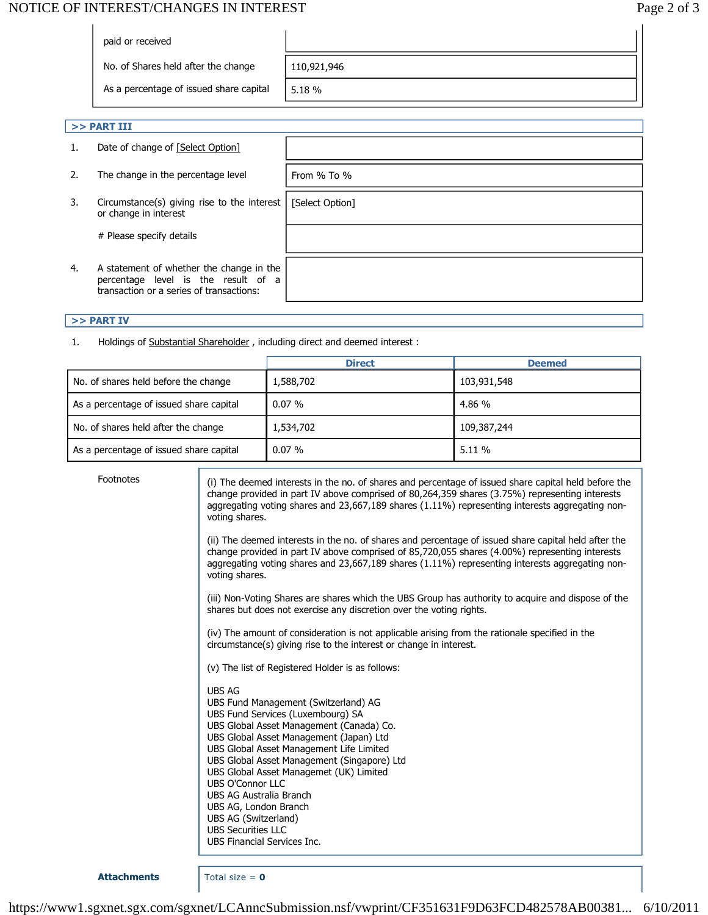| | |
|---|---|
| paid or received | |
| No. of Shares held after the change | 110,921,946 |
| As a percentage of issued share capital | 5.18 % |

## >> PART III

| | | |
|---|---|---|
| 1. | Date of change of [Select Option] | |
| 2. | The change in the percentage level | From % To % |
| 3. | Circumstance(s) giving rise to the interest or change in interest | [Select Option] |
| | # Please specify details | |
| 4. | A statement of whether the change in the percentage level is the result of a transaction or a series of transactions: | |

## >> PART IV

1. Holdings of Substantial Shareholder , including direct and deemed interest :

| | Direct | Deemed |
|---|---|---|
| No. of shares held before the change | 1,588,702 | 103,931,548 |
| As a percentage of issued share capital | 0.07 % | 4.86 % |
| No. of shares held after the change | 1,534,702 | 109,387,244 |
| As a percentage of issued share capital | 0.07 % | 5.11 % |

Footnotes

(i) The deemed interests in the no. of shares and percentage of issued share capital held before the change provided in part IV above comprised of 80,264,359 shares (3.75%) representing interests aggregating voting shares and 23,667,189 shares (1.11%) representing interests aggregating non-voting shares.

(ii) The deemed interests in the no. of shares and percentage of issued share capital held after the change provided in part IV above comprised of 85,720,055 shares (4.00%) representing interests aggregating voting shares and 23,667,189 shares (1.11%) representing interests aggregating non-voting shares.

(iii) Non-Voting Shares are shares which the UBS Group has authority to acquire and dispose of the shares but does not exercise any discretion over the voting rights.

(iv) The amount of consideration is not applicable arising from the rationale specified in the circumstance(s) giving rise to the interest or change in interest.

(v) The list of Registered Holder is as follows:

UBS AG
UBS Fund Management (Switzerland) AG
UBS Fund Services (Luxembourg) SA
UBS Global Asset Management (Canada) Co.
UBS Global Asset Management (Japan) Ltd
UBS Global Asset Management Life Limited
UBS Global Asset Management (Singapore) Ltd
UBS Global Asset Managemet (UK) Limited
UBS O'Connor LLC
UBS AG Australia Branch
UBS AG, London Branch
UBS AG (Switzerland)
UBS Securities LLC
UBS Financial Services Inc.

**Attachments**

Total size = **0**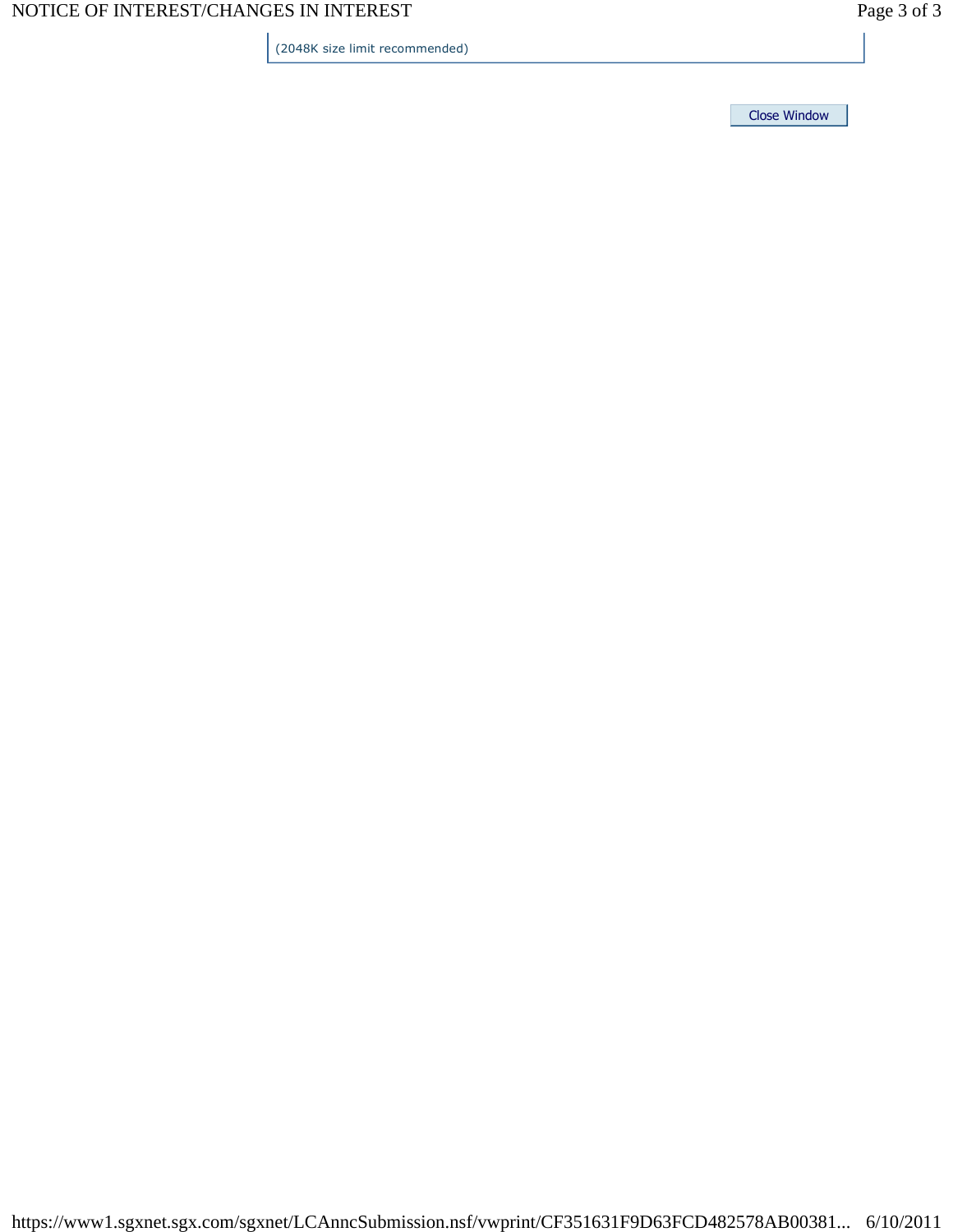(2048K size limit recommended)

Close Window